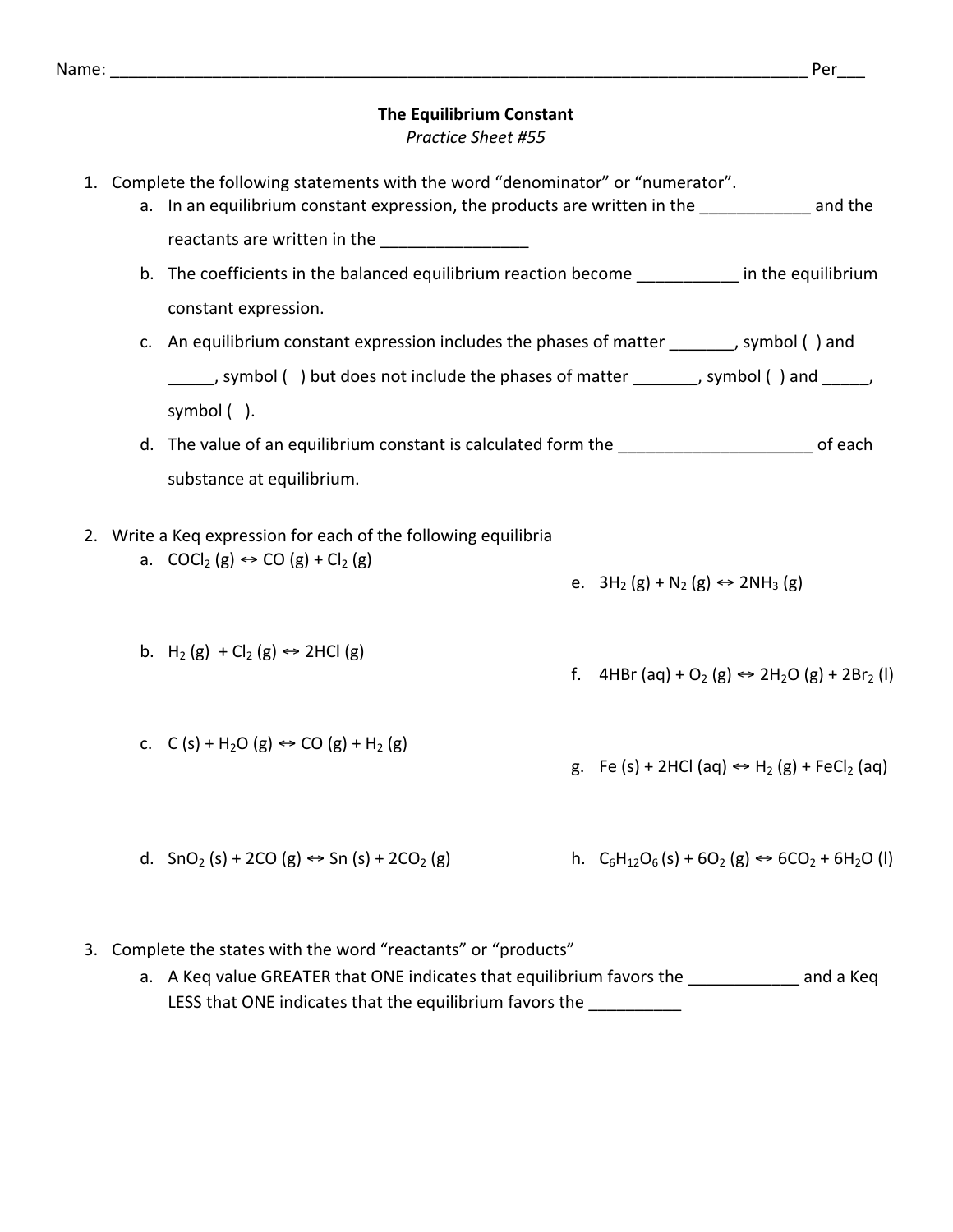Name: ______________________________________________________________________________ Per___

**The Equilibrium Constant**

*Practice Sheet #55*

1. Complete the following statements with the word "denominator" or "numerator".
   a. In an equilibrium constant expression, the products are written in the ____________ and the reactants are written in the ________________
   b. The coefficients in the balanced equilibrium reaction become ___________ in the equilibrium constant expression.
   c. An equilibrium constant expression includes the phases of matter _______, symbol ( ) and _____, symbol ( ) but does not include the phases of matter _______, symbol ( ) and _____, symbol ( ).
   d. The value of an equilibrium constant is calculated form the _____________________ of each substance at equilibrium.

2. Write a Keq expression for each of the following equilibria
   a. $COCl_2$ (g) ↔ $CO$ (g) + $Cl_2$ (g)
   b. $H_2$ (g) + $Cl_2$ (g) ↔ $2HCl$ (g)
   c. $C$ (s) + $H_2O$ (g) ↔ $CO$ (g) + $H_2$ (g)
   d. $SnO_2$ (s) + $2CO$ (g) ↔ $Sn$ (s) + $2CO_2$ (g)
   e. $3H_2$ (g) + $N_2$ (g) ↔ $2NH_3$ (g)
   f. $4HBr$ (aq) + $O_2$ (g) ↔ $2H_2O$ (g) + $2Br_2$ (l)
   g. $Fe$ (s) + $2HCl$ (aq) ↔ $H_2$ (g) + $FeCl_2$ (aq)
   h. $C_6H_{12}O_6$ (s) + $6O_2$ (g) ↔ $6CO_2$ + $6H_2O$ (l)

3. Complete the states with the word "reactants" or "products"
   a. A Keq value GREATER that ONE indicates that equilibrium favors the ____________ and a Keq LESS that ONE indicates that the equilibrium favors the __________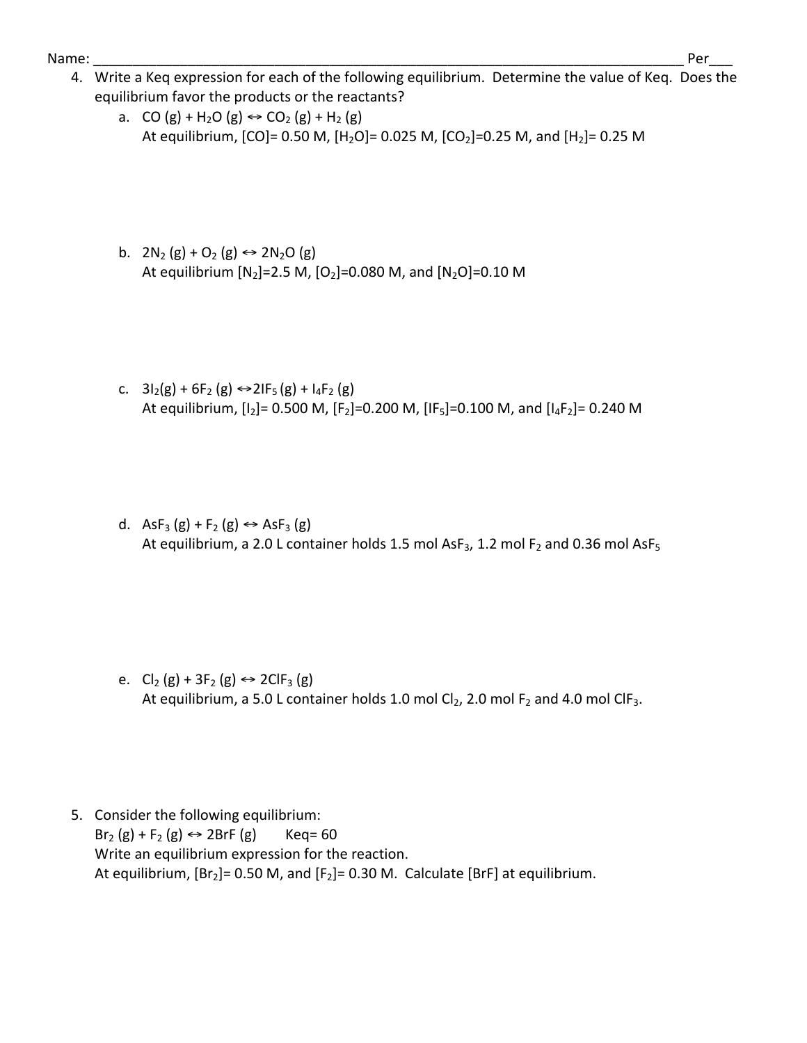Name: ______________________________________________________________________________ Per___

4. Write a Keq expression for each of the following equilibrium. Determine the value of Keq. Does the equilibrium favor the products or the reactants?

   a. $CO (g) + H_2O (g) \leftrightarrow CO_2 (g) + H_2 (g)$
      At equilibrium, $[CO]= 0.50$ M, $[H_2O]= 0.025$ M, $[CO_2]=0.25$ M, and $[H_2]= 0.25$ M

   b. $2N_2 (g) + O_2 (g) \leftrightarrow 2N_2O (g)$
      At equilibrium $[N_2]=2.5$ M, $[O_2]=0.080$ M, and $[N_2O]=0.10$ M

   c. $3I_2(g) + 6F_2 (g) \leftrightarrow 2IF_5 (g) + I_4F_2 (g)$
      At equilibrium, $[I_2]= 0.500$ M, $[F_2]=0.200$ M, $[IF_5]=0.100$ M, and $[I_4F_2]= 0.240$ M

   d. $AsF_3 (g) + F_2 (g) \leftrightarrow AsF_3 (g)$
      At equilibrium, a 2.0 L container holds 1.5 mol $AsF_3$, 1.2 mol $F_2$ and 0.36 mol $AsF_5$

   e. $Cl_2 (g) + 3F_2 (g) \leftrightarrow 2ClF_3 (g)$
      At equilibrium, a 5.0 L container holds 1.0 mol $Cl_2$, 2.0 mol $F_2$ and 4.0 mol $ClF_3$.

5. Consider the following equilibrium:
   $Br_2 (g) + F_2 (g) \leftrightarrow 2BrF (g)$ Keq= 60
   Write an equilibrium expression for the reaction.
   At equilibrium, $[Br_2]= 0.50$ M, and $[F_2]= 0.30$ M. Calculate $[BrF]$ at equilibrium.